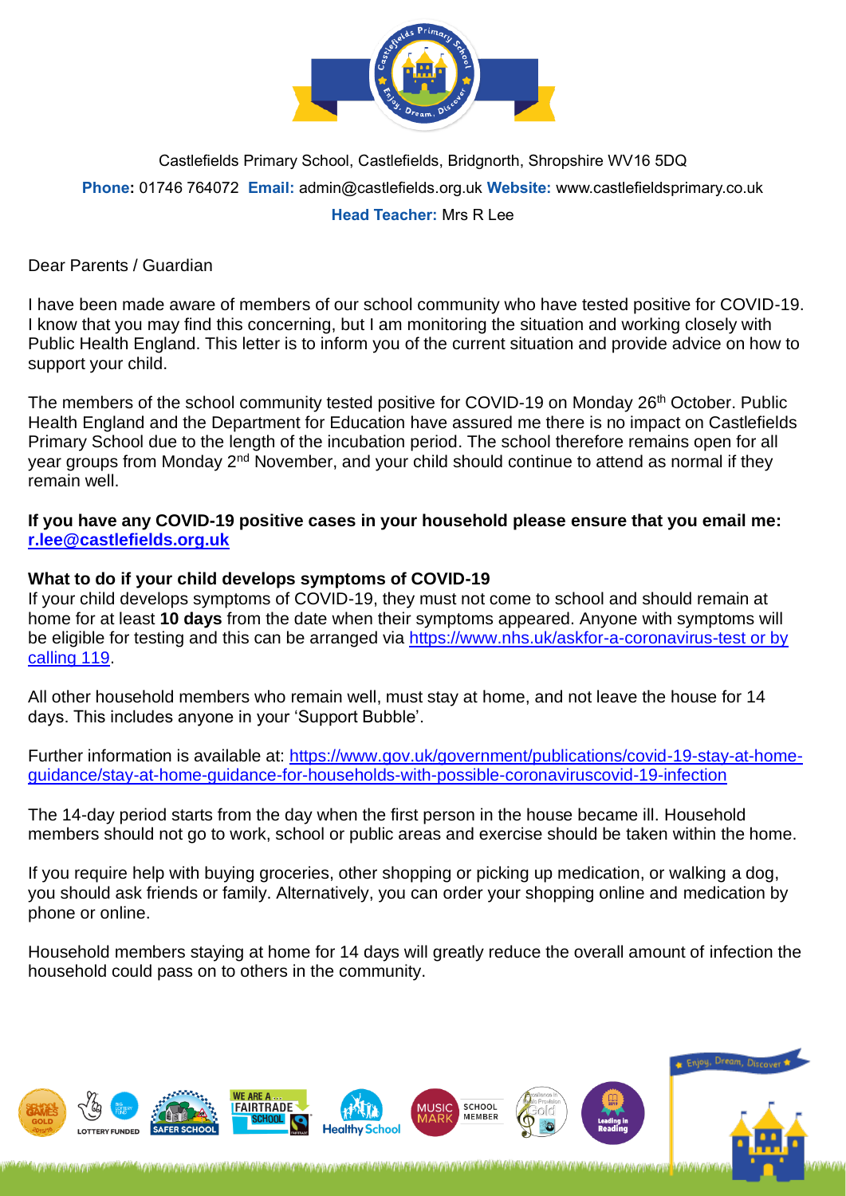Castlefields Primary School, Castlefields, Bridgnorth, Shropshire WV16 5DQ

**Phone:** 01746 764072 **Email:** admin@castlefields.org.uk **Website:** www.castlefieldsprimary.co.uk

**Head Teacher:** Mrs R Lee

Dear Parents / Guardian

I have been made aware of members of our school community who have tested positive for COVID-19. I know that you may find this concerning, but I am monitoring the situation and working closely with Public Health England. This letter is to inform you of the current situation and provide advice on how to support your child.

The members of the school community tested positive for COVID-19 on Monday 26th October. Public Health England and the Department for Education have assured me there is no impact on Castlefields Primary School due to the length of the incubation period. The school therefore remains open for all year groups from Monday 2nd November, and your child should continue to attend as normal if they remain well.

**If you have any COVID-19 positive cases in your household please ensure that you email me: r.lee@castlefields.org.uk**

**What to do if your child develops symptoms of COVID-19**

If your child develops symptoms of COVID-19, they must not come to school and should remain at home for at least **10 days** from the date when their symptoms appeared. Anyone with symptoms will be eligible for testing and this can be arranged via https://www.nhs.uk/askfor-a-coronavirus-test or by calling 119.

All other household members who remain well, must stay at home, and not leave the house for 14 days. This includes anyone in your 'Support Bubble'.

Further information is available at: https://www.gov.uk/government/publications/covid-19-stay-at-home-guidance/stay-at-home-guidance-for-households-with-possible-coronaviruscovid-19-infection

The 14-day period starts from the day when the first person in the house became ill. Household members should not go to work, school or public areas and exercise should be taken within the home.

If you require help with buying groceries, other shopping or picking up medication, or walking a dog, you should ask friends or family. Alternatively, you can order your shopping online and medication by phone or online.

Household members staying at home for 14 days will greatly reduce the overall amount of infection the household could pass on to others in the community.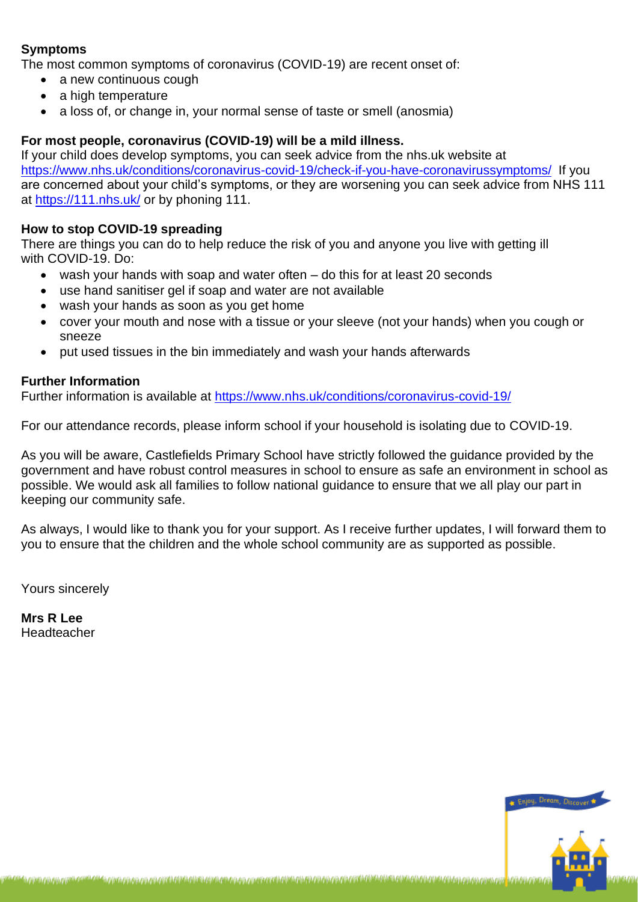**Symptoms**

The most common symptoms of coronavirus (COVID-19) are recent onset of:

- a new continuous cough
- a high temperature
- a loss of, or change in, your normal sense of taste or smell (anosmia)

**For most people, coronavirus (COVID-19) will be a mild illness.**

If your child does develop symptoms, you can seek advice from the nhs.uk website at https://www.nhs.uk/conditions/coronavirus-covid-19/check-if-you-have-coronavirussymptoms/ If you are concerned about your child's symptoms, or they are worsening you can seek advice from NHS 111 at https://111.nhs.uk/ or by phoning 111.

**How to stop COVID-19 spreading**

There are things you can do to help reduce the risk of you and anyone you live with getting ill with COVID-19. Do:

- wash your hands with soap and water often – do this for at least 20 seconds
- use hand sanitiser gel if soap and water are not available
- wash your hands as soon as you get home
- cover your mouth and nose with a tissue or your sleeve (not your hands) when you cough or sneeze
- put used tissues in the bin immediately and wash your hands afterwards

**Further Information**

Further information is available at https://www.nhs.uk/conditions/coronavirus-covid-19/

For our attendance records, please inform school if your household is isolating due to COVID-19.

As you will be aware, Castlefields Primary School have strictly followed the guidance provided by the government and have robust control measures in school to ensure as safe an environment in school as possible. We would ask all families to follow national guidance to ensure that we all play our part in keeping our community safe.

As always, I would like to thank you for your support. As I receive further updates, I will forward them to you to ensure that the children and the whole school community are as supported as possible.

Yours sincerely

**Mrs R Lee**
Headteacher